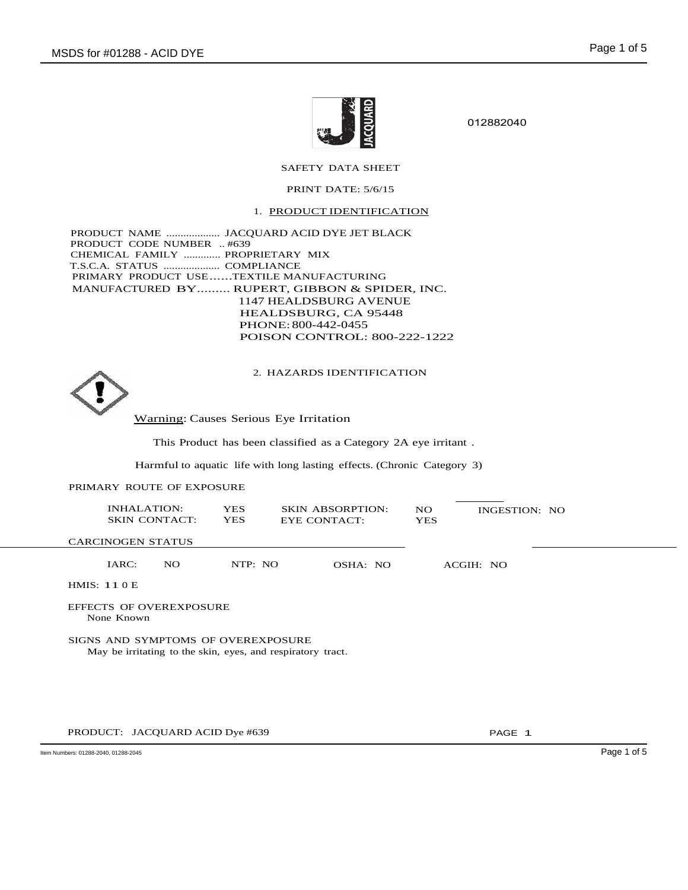012882040

SAFETY DATA SHEET

PRINT DATE: 5/6/15

## 1. PRODUCT IDENTIFICATION

PRODUCT NAME ................... JACQUARD ACID DYE JET BLACK
PRODUCT CODE NUMBER .. #639
CHEMICAL FAMILY ............. PROPRIETARY MIX
T.S.C.A. STATUS .................... COMPLIANCE
PRIMARY PRODUCT USE……TEXTILE MANUFACTURING
MANUFACTURED BY……... RUPERT, GIBBON & SPIDER, INC.
1147 HEALDSBURG AVENUE
HEALDSBURG, CA 95448
PHONE: 800-442-0455
POISON CONTROL: 800-222-1222

## 2. HAZARDS IDENTIFICATION

Warning: Causes Serious Eye Irritation

This Product has been classified as a Category 2A eye irritant .

Harmful to aquatic life with long lasting effects. (Chronic Category 3)

PRIMARY ROUTE OF EXPOSURE

| | | | | | |
|---|---|---|---|---|---|
| INHALATION: | YES | SKIN ABSORPTION: | NO | INGESTION: | NO |
| SKIN CONTACT: | YES | EYE CONTACT: | YES | | |

CARCINOGEN STATUS

| | | | | | | | |
|---|---|---|---|---|---|---|---|
| IARC: | NO | NTP: | NO | OSHA: | NO | ACGIH: | NO |

HMIS: 1 1 0 E

EFFECTS OF OVEREXPOSURE
None Known

SIGNS AND SYMPTOMS OF OVEREXPOSURE
May be irritating to the skin, eyes, and respiratory tract.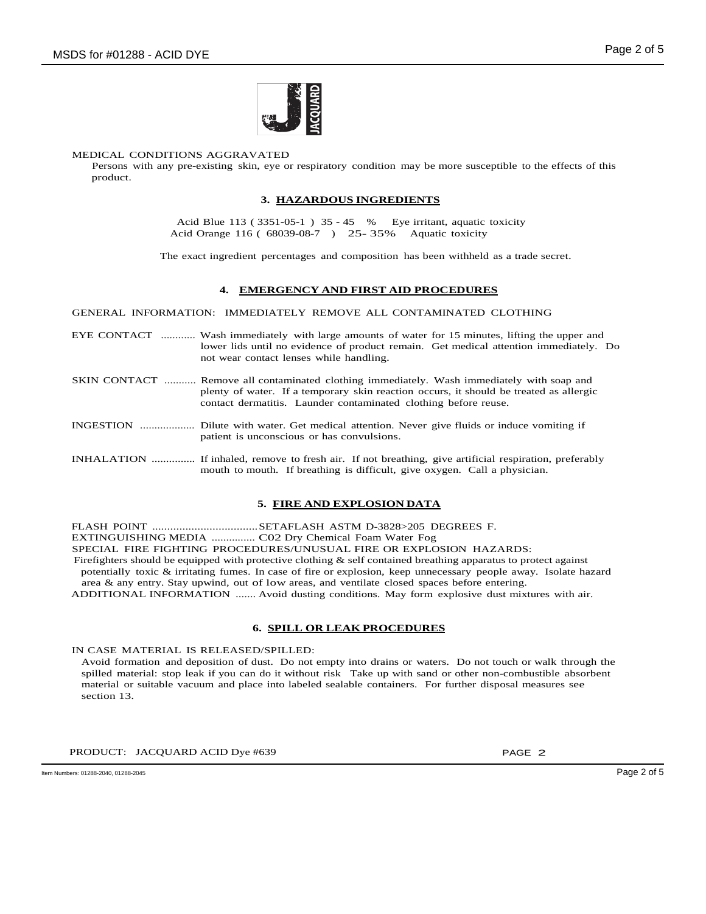MEDICAL CONDITIONS AGGRAVATED

Persons with any pre-existing skin, eye or respiratory condition may be more susceptible to the effects of this product.

## 3. HAZARDOUS INGREDIENTS

Acid Blue 113 ( 3351-05-1 ) 35 - 45 % Eye irritant, aquatic toxicity
Acid Orange 116 ( 68039-08-7 ) 25- 35% Aquatic toxicity

The exact ingredient percentages and composition has been withheld as a trade secret.

## 4. EMERGENCY AND FIRST AID PROCEDURES

GENERAL INFORMATION: IMMEDIATELY REMOVE ALL CONTAMINATED CLOTHING

EYE CONTACT ............ Wash immediately with large amounts of water for 15 minutes, lifting the upper and lower lids until no evidence of product remain. Get medical attention immediately. Do not wear contact lenses while handling.

SKIN CONTACT ........... Remove all contaminated clothing immediately. Wash immediately with soap and plenty of water. If a temporary skin reaction occurs, it should be treated as allergic contact dermatitis. Launder contaminated clothing before reuse.

INGESTION ................... Dilute with water. Get medical attention. Never give fluids or induce vomiting if patient is unconscious or has convulsions.

INHALATION ............... If inhaled, remove to fresh air. If not breathing, give artificial respiration, preferably mouth to mouth. If breathing is difficult, give oxygen. Call a physician.

## 5. FIRE AND EXPLOSION DATA

FLASH POINT ....................................SETAFLASH ASTM D-3828>205 DEGREES F.
EXTINGUISHING MEDIA ............... C02 Dry Chemical Foam Water Fog
SPECIAL FIRE FIGHTING PROCEDURES/UNUSUAL FIRE OR EXPLOSION HAZARDS:
Firefighters should be equipped with protective clothing & self contained breathing apparatus to protect against potentially toxic & irritating fumes. In case of fire or explosion, keep unnecessary people away. Isolate hazard area & any entry. Stay upwind, out of low areas, and ventilate closed spaces before entering.
ADDITIONAL INFORMATION ....... Avoid dusting conditions. May form explosive dust mixtures with air.

## 6. SPILL OR LEAK PROCEDURES

IN CASE MATERIAL IS RELEASED/SPILLED:

Avoid formation and deposition of dust. Do not empty into drains or waters. Do not touch or walk through the spilled material: stop leak if you can do it without risk Take up with sand or other non-combustible absorbent material or suitable vacuum and place into labeled sealable containers. For further disposal measures see section 13.

PRODUCT: JACQUARD ACID Dye #639

Item Numbers: 01288-2040, 01288-2045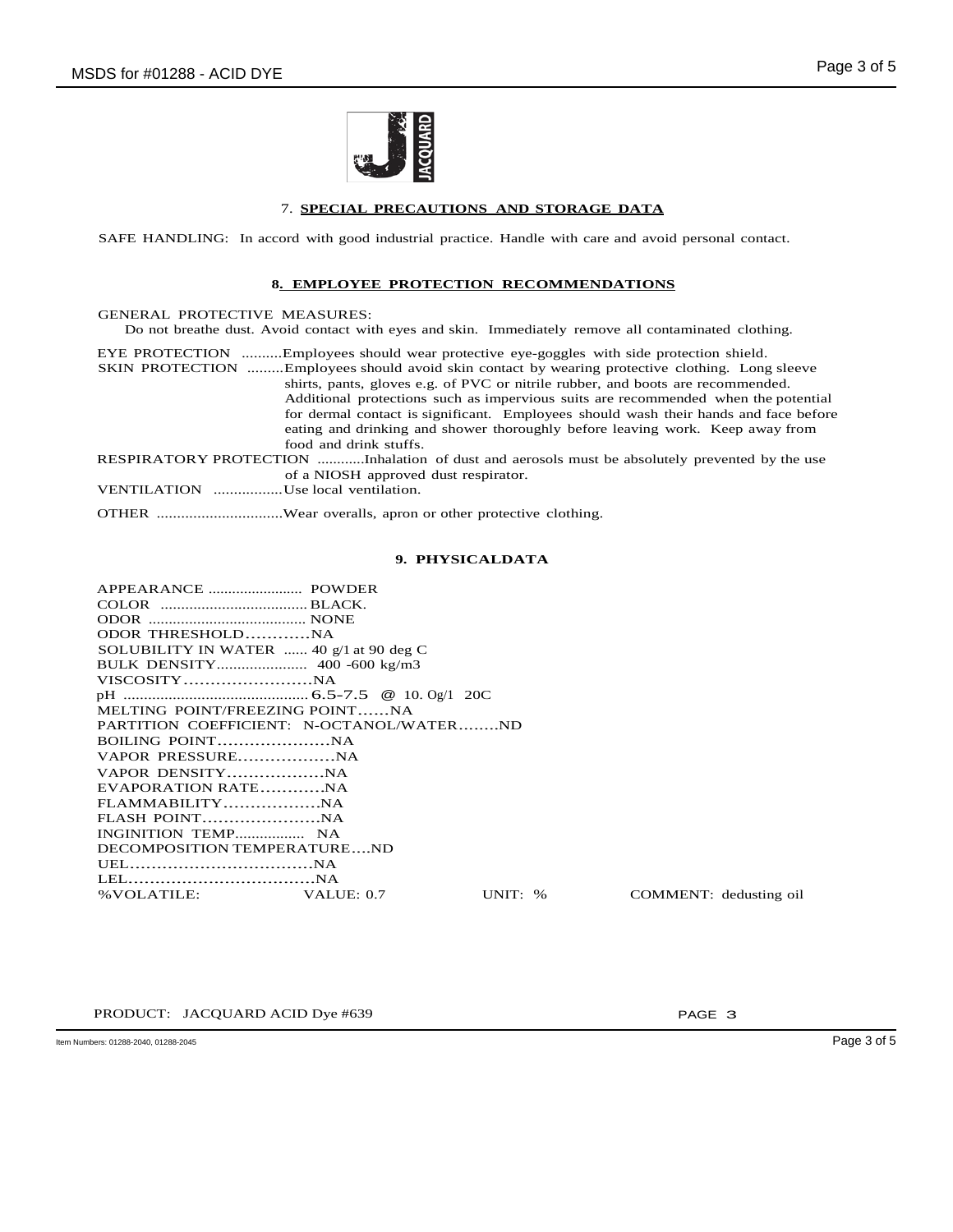## 7. SPECIAL PRECAUTIONS AND STORAGE DATA

SAFE HANDLING: In accord with good industrial practice. Handle with care and avoid personal contact.

## 8. EMPLOYEE PROTECTION RECOMMENDATIONS

GENERAL PROTECTIVE MEASURES:
Do not breathe dust. Avoid contact with eyes and skin. Immediately remove all contaminated clothing.

EYE PROTECTION ..........Employees should wear protective eye-goggles with side protection shield.

SKIN PROTECTION .........Employees should avoid skin contact by wearing protective clothing. Long sleeve shirts, pants, gloves e.g. of PVC or nitrile rubber, and boots are recommended. Additional protections such as impervious suits are recommended when the potential for dermal contact is significant. Employees should wash their hands and face before eating and drinking and shower thoroughly before leaving work. Keep away from food and drink stuffs.

RESPIRATORY PROTECTION ............Inhalation of dust and aerosols must be absolutely prevented by the use of a NIOSH approved dust respirator.

VENTILATION .................Use local ventilation.

OTHER ...............................Wear overalls, apron or other protective clothing.

## 9. PHYSICALDATA

APPEARANCE ........................ POWDER
COLOR ..................................... BLACK.
ODOR ....................................... NONE
ODOR THRESHOLD............NA
SOLUBILITY IN WATER ...... 40 g/l at 90 deg C
BULK DENSITY...................... 400 -600 kg/m3
VISCOSITY........................NA
pH .............................................6.5-7.5 @ 10. 0g/1 20C
MELTING POINT/FREEZING POINT......NA
PARTITION COEFFICIENT: N-OCTANOL/WATER........ND
BOILING POINT.....................NA
VAPOR PRESSURE..................NA
VAPOR DENSITY..................NA
EVAPORATION RATE............NA
FLAMMABILITY..................NA
FLASH POINT......................NA
INGINITION TEMP................. NA
DECOMPOSITION TEMPERATURE....ND
UEL..................................NA
LEL...................................NA

| %VOLATILE: | VALUE: 0.7 | UNIT: % | COMMENT: dedusting oil |
|---|---|---|---|

PRODUCT: JACQUARD ACID Dye #639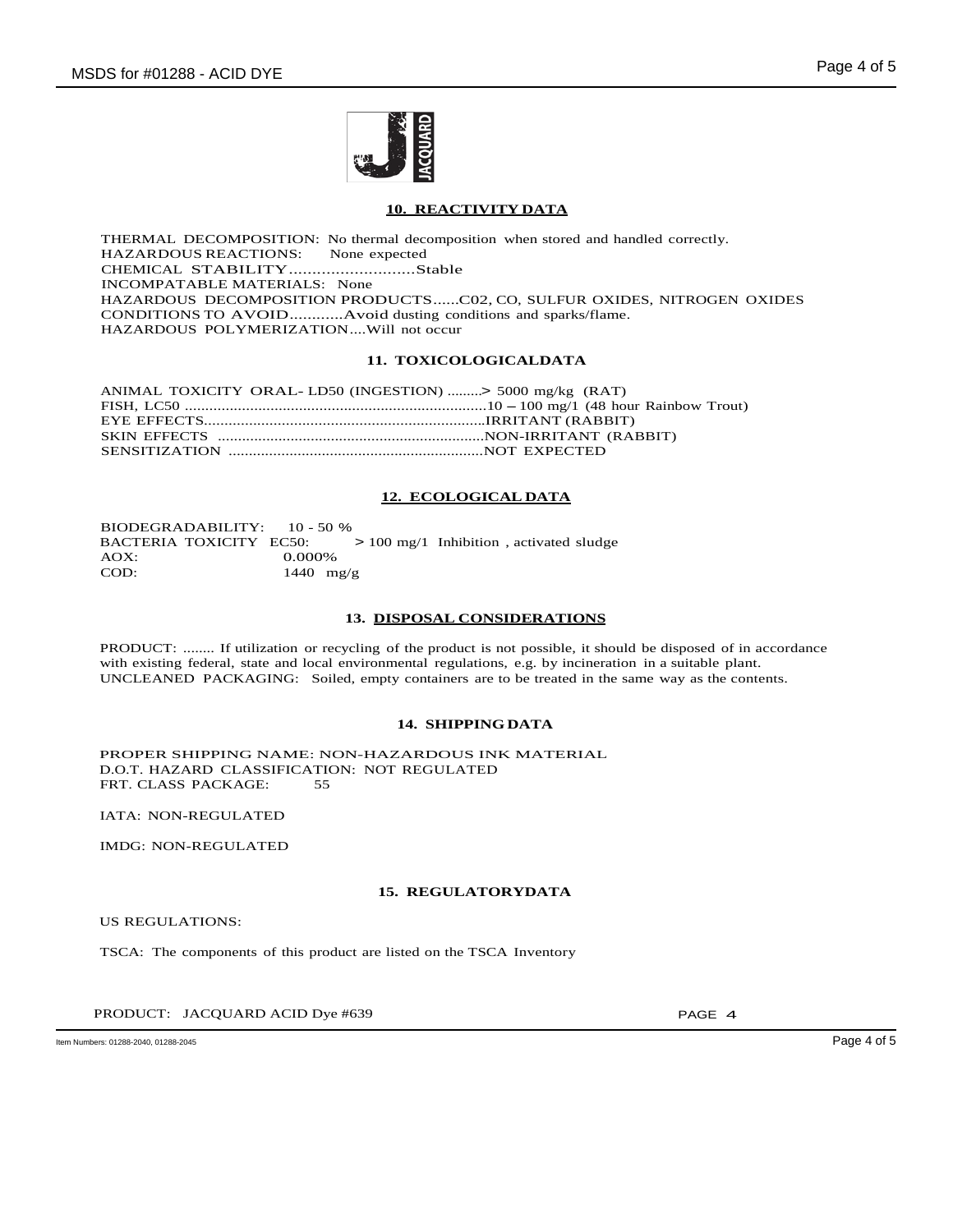## 10. REACTIVITY DATA

THERMAL DECOMPOSITION: No thermal decomposition when stored and handled correctly.
HAZARDOUS REACTIONS: None expected
CHEMICAL STABILITY..........................Stable
INCOMPATABLE MATERIALS: None
HAZARDOUS DECOMPOSITION PRODUCTS......C02, CO, SULFUR OXIDES, NITROGEN OXIDES
CONDITIONS TO AVOID...........Avoid dusting conditions and sparks/flame.
HAZARDOUS POLYMERIZATION....Will not occur

## 11. TOXICOLOGICALDATA

ANIMAL TOXICITY ORAL- LD50 (INGESTION) ........> 5000 mg/kg (RAT)
FISH, LC50 .........................................................................10 – 100 mg/1 (48 hour Rainbow Trout)
EYE EFFECTS......................................................................IRRITANT (RABBIT)
SKIN EFFECTS ..................................................................NON-IRRITANT (RABBIT)
SENSITIZATION ...............................................................NOT EXPECTED

## 12. ECOLOGICAL DATA

BIODEGRADABILITY: 10 - 50 %
BACTERIA TOXICITY EC50: > 100 mg/1 Inhibition , activated sludge
AOX: 0.000%
COD: 1440 mg/g

## 13. DISPOSAL CONSIDERATIONS

PRODUCT: ........ If utilization or recycling of the product is not possible, it should be disposed of in accordance with existing federal, state and local environmental regulations, e.g. by incineration in a suitable plant.
UNCLEANED PACKAGING: Soiled, empty containers are to be treated in the same way as the contents.

## 14. SHIPPING DATA

PROPER SHIPPING NAME: NON-HAZARDOUS INK MATERIAL
D.O.T. HAZARD CLASSIFICATION: NOT REGULATED
FRT. CLASS PACKAGE: 55

IATA: NON-REGULATED

IMDG: NON-REGULATED

## 15. REGULATORYDATA

US REGULATIONS:

TSCA: The components of this product are listed on the TSCA Inventory

PRODUCT: JACQUARD ACID Dye #639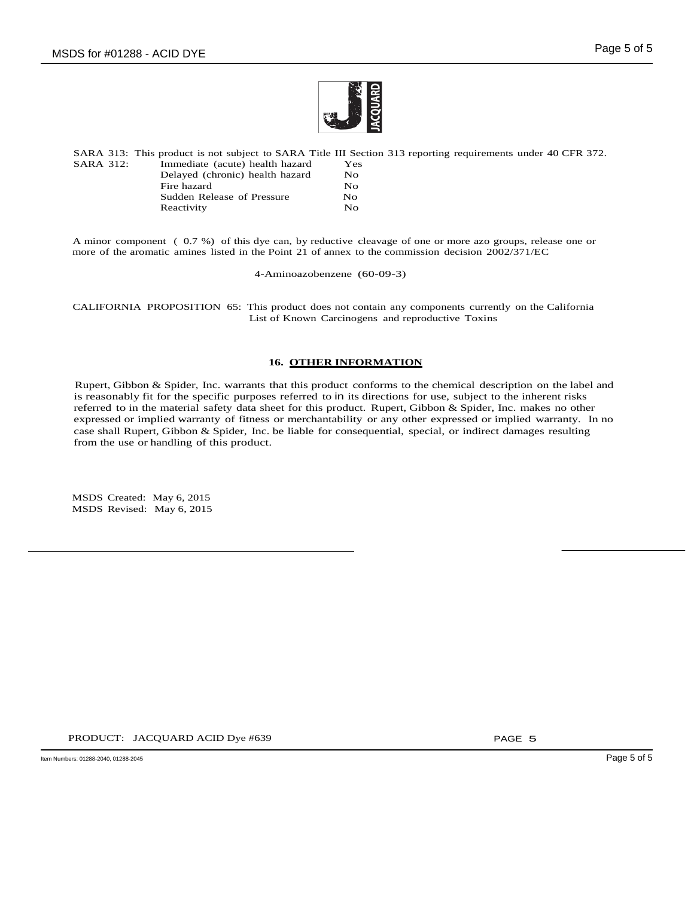SARA 313: This product is not subject to SARA Title III Section 313 reporting requirements under 40 CFR 372.

SARA 312:

| | |
|---|---|
| Immediate (acute) health hazard | Yes |
| Delayed (chronic) health hazard | No |
| Fire hazard | No |
| Sudden Release of Pressure | No |
| Reactivity | No |

A minor component ( 0.7 %) of this dye can, by reductive cleavage of one or more azo groups, release one or more of the aromatic amines listed in the Point 21 of annex to the commission decision 2002/371/EC

4-Aminoazobenzene (60-09-3)

CALIFORNIA PROPOSITION 65: This product does not contain any components currently on the California List of Known Carcinogens and reproductive Toxins

## 16. OTHER INFORMATION

Rupert, Gibbon & Spider, Inc. warrants that this product conforms to the chemical description on the label and is reasonably fit for the specific purposes referred to in its directions for use, subject to the inherent risks referred to in the material safety data sheet for this product. Rupert, Gibbon & Spider, Inc. makes no other expressed or implied warranty of fitness or merchantability or any other expressed or implied warranty. In no case shall Rupert, Gibbon & Spider, Inc. be liable for consequential, special, or indirect damages resulting from the use or handling of this product.

MSDS Created: May 6, 2015
MSDS Revised: May 6, 2015

PRODUCT: JACQUARD ACID Dye #639

Item Numbers: 01288-2040, 01288-2045